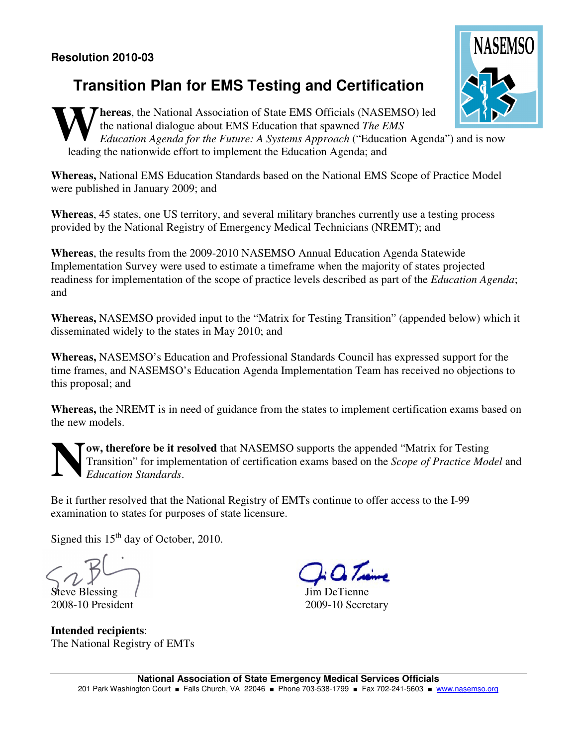**Resolution 2010-03**

# Transition Plan for EMS Testing and Certification

**Whereas**, the National Association of State EMS Officials (NASEMSO) led the national dialogue about EMS Education that spawned *The EMS Education Agenda for the Future: A Systems Approach* ("Education Agenda") and is now leading the nationwide effort to implement the Education Agenda; and

**Whereas,** National EMS Education Standards based on the National EMS Scope of Practice Model were published in January 2009; and

**Whereas**, 45 states, one US territory, and several military branches currently use a testing process provided by the National Registry of Emergency Medical Technicians (NREMT); and

**Whereas**, the results from the 2009-2010 NASEMSO Annual Education Agenda Statewide Implementation Survey were used to estimate a timeframe when the majority of states projected readiness for implementation of the scope of practice levels described as part of the *Education Agenda*; and

**Whereas,** NASEMSO provided input to the "Matrix for Testing Transition" (appended below) which it disseminated widely to the states in May 2010; and

**Whereas,** NASEMSO's Education and Professional Standards Council has expressed support for the time frames, and NASEMSO's Education Agenda Implementation Team has received no objections to this proposal; and

**Whereas,** the NREMT is in need of guidance from the states to implement certification exams based on the new models.

**Now, therefore be it resolved** that NASEMSO supports the appended "Matrix for Testing Transition" for implementation of certification exams based on the *Scope of Practice Model* and *Education Standards*.

Be it further resolved that the National Registry of EMTs continue to offer access to the I-99 examination to states for purposes of state licensure.

Signed this 15th day of October, 2010.

Steve Blessing
2008-10 President

Jim DeTienne
2009-10 Secretary

**Intended recipients**:
The National Registry of EMTs

**National Association of State Emergency Medical Services Officials**
201 Park Washington Court ■ Falls Church, VA 22046 ■ Phone 703-538-1799 ■ Fax 702-241-5603 ■ www.nasemso.org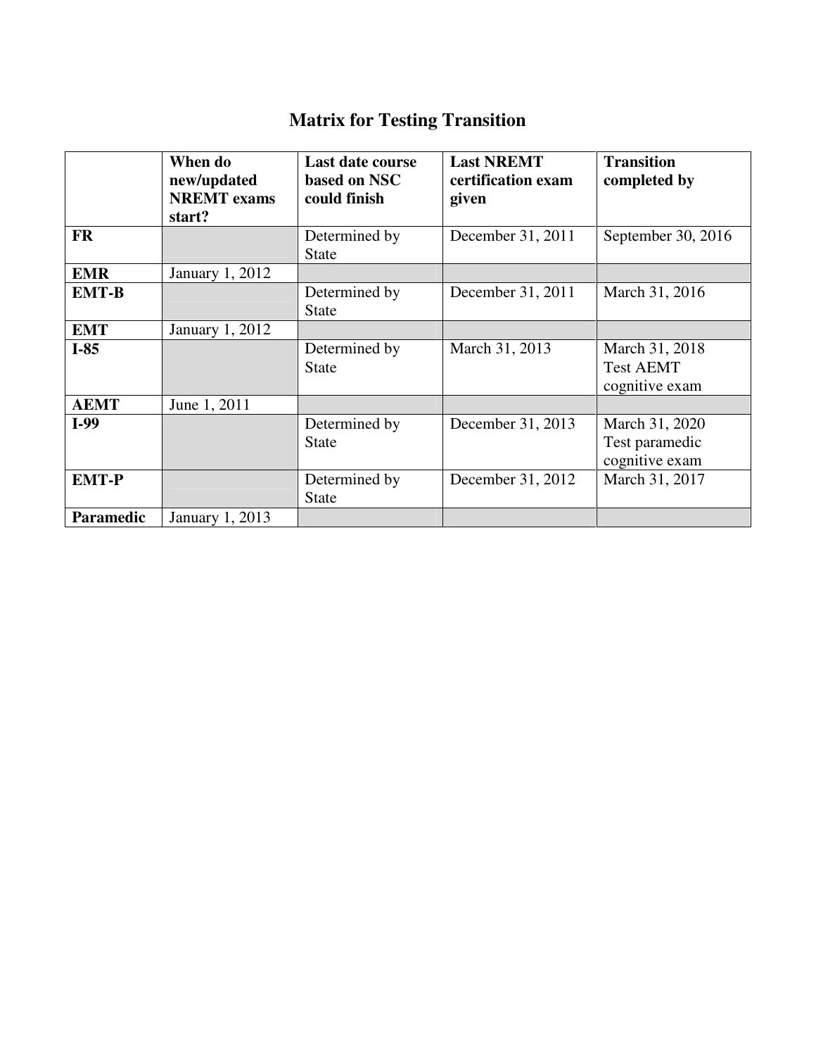# Matrix for Testing Transition

| | When do new/updated NREMT exams start? | Last date course based on NSC could finish | Last NREMT certification exam given | Transition completed by |
|---|---|---|---|---|
| **FR** | | Determined by State | December 31, 2011 | September 30, 2016 |
| **EMR** | January 1, 2012 | | | |
| **EMT-B** | | Determined by State | December 31, 2011 | March 31, 2016 |
| **EMT** | January 1, 2012 | | | |
| **I-85** | | Determined by State | March 31, 2013 | March 31, 2018 Test AEMT cognitive exam |
| **AEMT** | June 1, 2011 | | | |
| **I-99** | | Determined by State | December 31, 2013 | March 31, 2020 Test paramedic cognitive exam |
| **EMT-P** | | Determined by State | December 31, 2012 | March 31, 2017 |
| **Paramedic** | January 1, 2013 | | | |